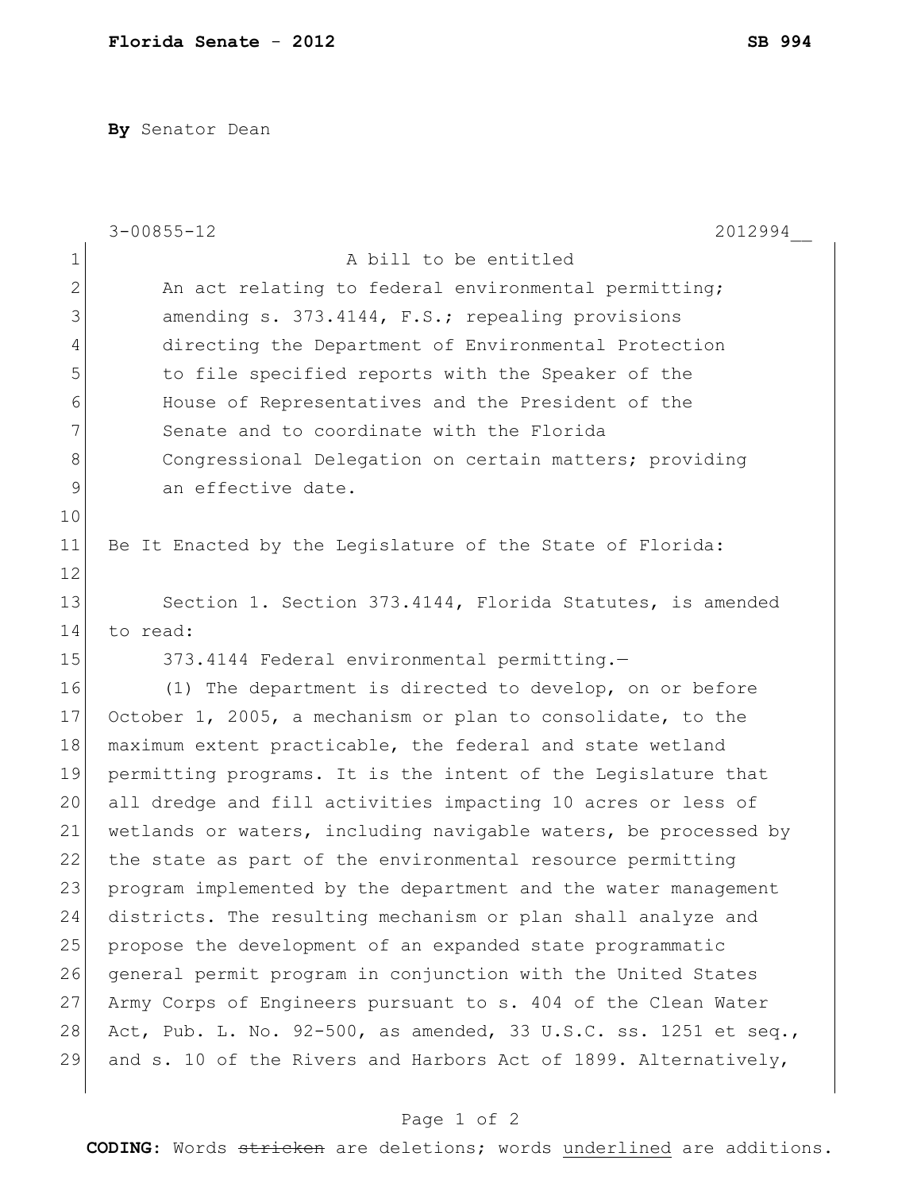**Florida Senate - 2012** **SB 994**

**By** Senator Dean

3-00855-12 2012994__

A bill to be entitled

An act relating to federal environmental permitting; amending s. 373.4144, F.S.; repealing provisions directing the Department of Environmental Protection to file specified reports with the Speaker of the House of Representatives and the President of the Senate and to coordinate with the Florida Congressional Delegation on certain matters; providing an effective date.

Be It Enacted by the Legislature of the State of Florida:

Section 1. Section 373.4144, Florida Statutes, is amended to read:

373.4144 Federal environmental permitting.—

(1) The department is directed to develop, on or before October 1, 2005, a mechanism or plan to consolidate, to the maximum extent practicable, the federal and state wetland permitting programs. It is the intent of the Legislature that all dredge and fill activities impacting 10 acres or less of wetlands or waters, including navigable waters, be processed by the state as part of the environmental resource permitting program implemented by the department and the water management districts. The resulting mechanism or plan shall analyze and propose the development of an expanded state programmatic general permit program in conjunction with the United States Army Corps of Engineers pursuant to s. 404 of the Clean Water Act, Pub. L. No. 92-500, as amended, 33 U.S.C. ss. 1251 et seq., and s. 10 of the Rivers and Harbors Act of 1899. Alternatively,

**CODING:** Words ~~stricken~~ are deletions; words <u>underlined</u> are additions.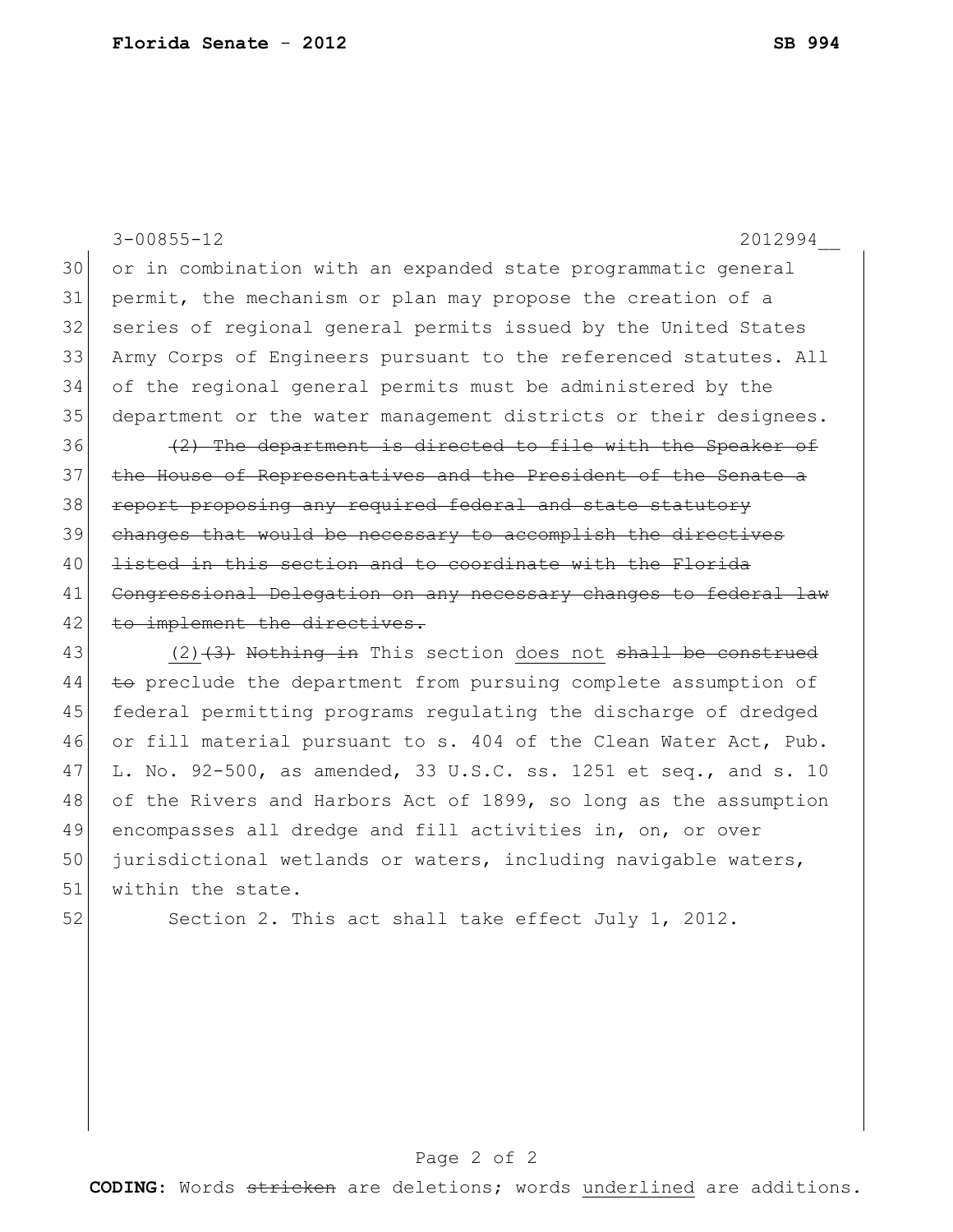3-00855-12 2012994__

or in combination with an expanded state programmatic general permit, the mechanism or plan may propose the creation of a series of regional general permits issued by the United States Army Corps of Engineers pursuant to the referenced statutes. All of the regional general permits must be administered by the department or the water management districts or their designees.

~~(2) The department is directed to file with the Speaker of the House of Representatives and the President of the Senate a report proposing any required federal and state statutory changes that would be necessary to accomplish the directives listed in this section and to coordinate with the Florida Congressional Delegation on any necessary changes to federal law to implement the directives.~~

<u>(2)</u>~~(3)~~ ~~Nothing in~~ This section <u>does not</u> ~~shall be construed to~~ preclude the department from pursuing complete assumption of federal permitting programs regulating the discharge of dredged or fill material pursuant to s. 404 of the Clean Water Act, Pub. L. No. 92-500, as amended, 33 U.S.C. ss. 1251 et seq., and s. 10 of the Rivers and Harbors Act of 1899, so long as the assumption encompasses all dredge and fill activities in, on, or over jurisdictional wetlands or waters, including navigable waters, within the state.

Section 2. This act shall take effect July 1, 2012.

**CODING:** Words ~~stricken~~ are deletions; words <u>underlined</u> are additions.